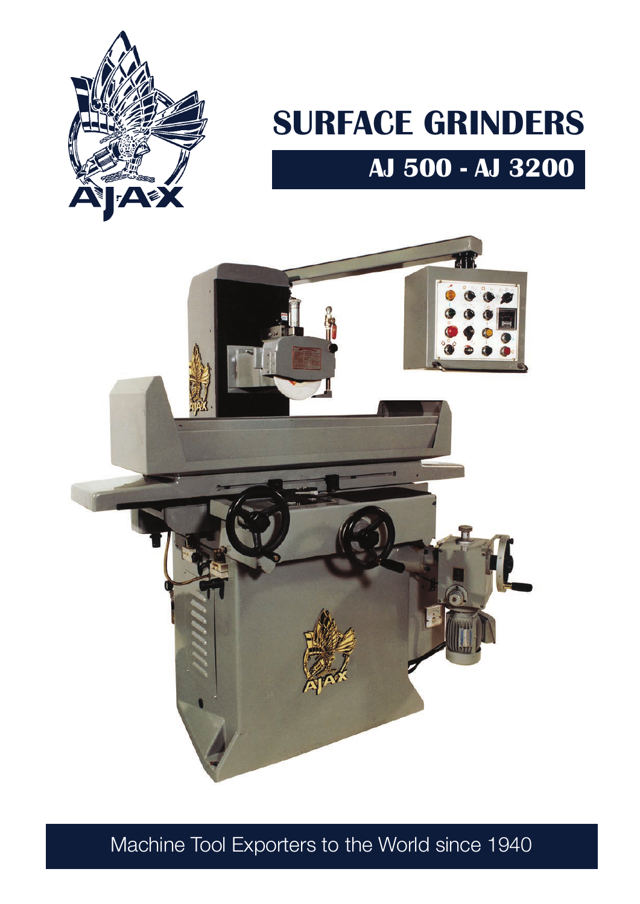# SURFACE GRINDERS

## AJ 500 - AJ 3200

Machine Tool Exporters to the World since 1940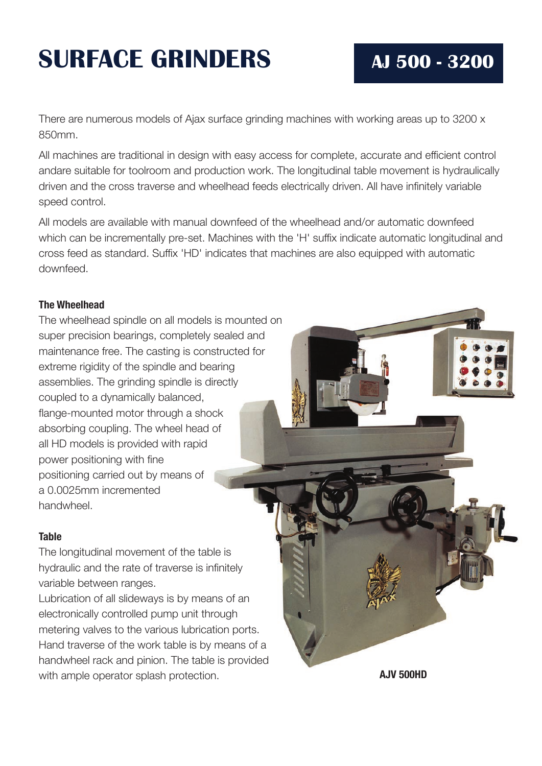# SURFACE GRINDERS

## AJ 500 - 3200

There are numerous models of Ajax surface grinding machines with working areas up to 3200 x 850mm.

All machines are traditional in design with easy access for complete, accurate and efficient control andare suitable for toolroom and production work. The longitudinal table movement is hydraulically driven and the cross traverse and wheelhead feeds electrically driven. All have infinitely variable speed control.

All models are available with manual downfeed of the wheelhead and/or automatic downfeed which can be incrementally pre-set. Machines with the 'H' suffix indicate automatic longitudinal and cross feed as standard. Suffix 'HD' indicates that machines are also equipped with automatic downfeed.

### The Wheelhead

The wheelhead spindle on all models is mounted on super precision bearings, completely sealed and maintenance free. The casting is constructed for extreme rigidity of the spindle and bearing assemblies. The grinding spindle is directly coupled to a dynamically balanced, flange-mounted motor through a shock absorbing coupling. The wheel head of all HD models is provided with rapid power positioning with fine positioning carried out by means of a 0.0025mm incremented handwheel.

### Table

The longitudinal movement of the table is hydraulic and the rate of traverse is infinitely variable between ranges.
Lubrication of all slideways is by means of an electronically controlled pump unit through metering valves to the various lubrication ports. Hand traverse of the work table is by means of a handwheel rack and pinion. The table is provided with ample operator splash protection.

**AJV 500HD**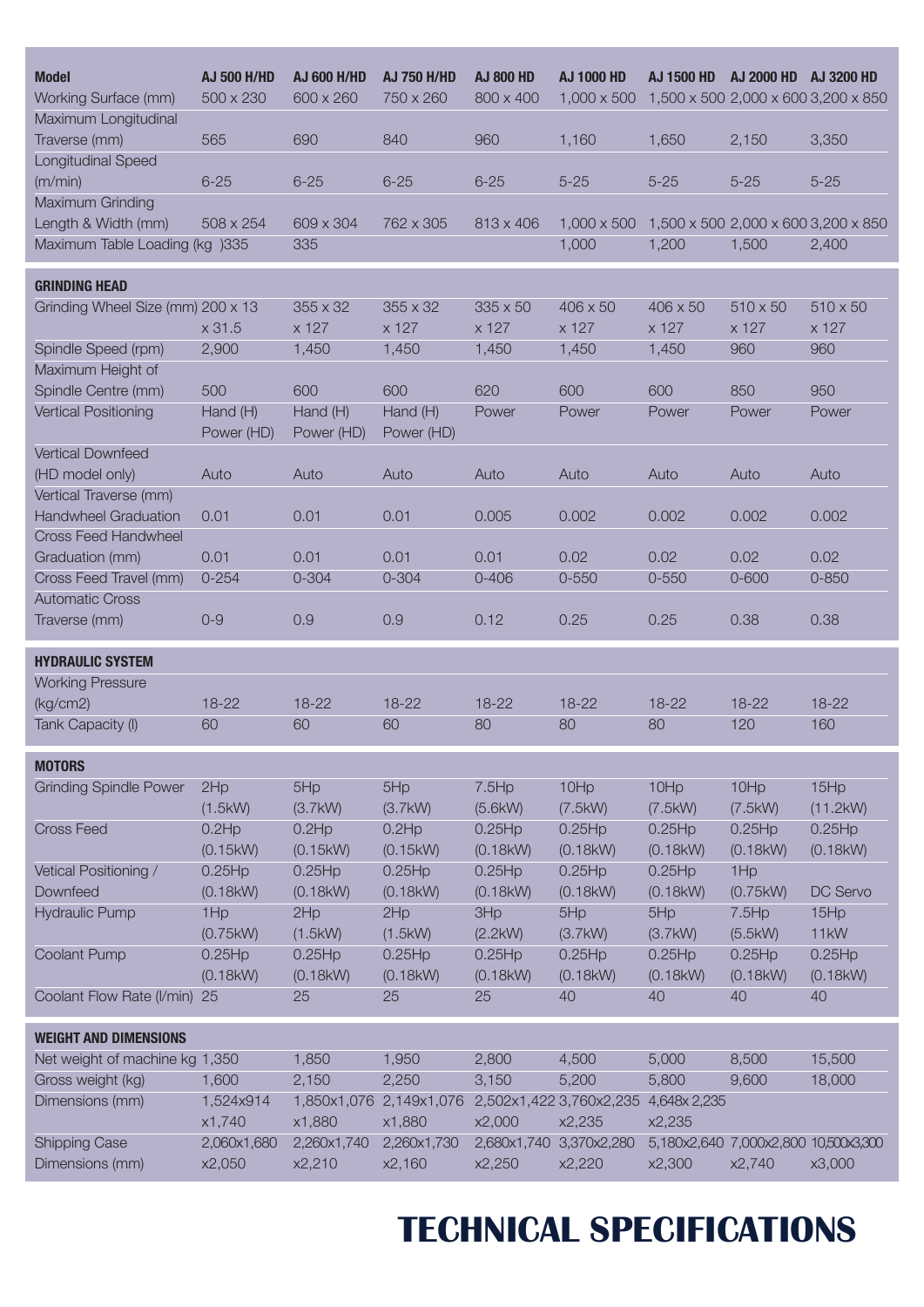| Model | AJ 500 H/HD | AJ 600 H/HD | AJ 750 H/HD | AJ 800 HD | AJ 1000 HD | AJ 1500 HD | AJ 2000 HD | AJ 3200 HD |
|---|---|---|---|---|---|---|---|---|
| Working Surface (mm) | 500 x 230 | 600 x 260 | 750 x 260 | 800 x 400 | 1,000 x 500 | 1,500 x 500 | 2,000 x 600 | 3,200 x 850 |
| Maximum Longitudinal Traverse (mm) | 565 | 690 | 840 | 960 | 1,160 | 1,650 | 2,150 | 3,350 |
| Longitudinal Speed (m/min) | 6-25 | 6-25 | 6-25 | 6-25 | 5-25 | 5-25 | 5-25 | 5-25 |
| Maximum Grinding Length & Width (mm) | 508 x 254 | 609 x 304 | 762 x 305 | 813 x 406 | 1,000 x 500 | 1,500 x 500 | 2,000 x 600 | 3,200 x 850 |
| Maximum Table Loading (kg ) | 335 | 335 | | | 1,000 | 1,200 | 1,500 | 2,400 |
| **GRINDING HEAD** | | | | | | | | |
| Grinding Wheel Size (mm) | 200 x 13 x 31.5 | 355 x 32 x 127 | 355 x 32 x 127 | 335 x 50 x 127 | 406 x 50 x 127 | 406 x 50 x 127 | 510 x 50 x 127 | 510 x 50 x 127 |
| Spindle Speed (rpm) | 2,900 | 1,450 | 1,450 | 1,450 | 1,450 | 1,450 | 960 | 960 |
| Maximum Height of Spindle Centre (mm) | 500 | 600 | 600 | 620 | 600 | 600 | 850 | 950 |
| Vertical Positioning | Hand (H) Power (HD) | Hand (H) Power (HD) | Hand (H) Power (HD) | Power | Power | Power | Power | Power |
| Vertical Downfeed (HD model only) | Auto | Auto | Auto | Auto | Auto | Auto | Auto | Auto |
| Vertical Traverse (mm) Handwheel Graduation | 0.01 | 0.01 | 0.01 | 0.005 | 0.002 | 0.002 | 0.002 | 0.002 |
| Cross Feed Handwheel Graduation (mm) | 0.01 | 0.01 | 0.01 | 0.01 | 0.02 | 0.02 | 0.02 | 0.02 |
| Cross Feed Travel (mm) | 0-254 | 0-304 | 0-304 | 0-406 | 0-550 | 0-550 | 0-600 | 0-850 |
| Automatic Cross Traverse (mm) | 0-9 | 0.9 | 0.9 | 0.12 | 0.25 | 0.25 | 0.38 | 0.38 |
| **HYDRAULIC SYSTEM** | | | | | | | | |
| Working Pressure (kg/cm2) | 18-22 | 18-22 | 18-22 | 18-22 | 18-22 | 18-22 | 18-22 | 18-22 |
| Tank Capacity (l) | 60 | 60 | 60 | 80 | 80 | 80 | 120 | 160 |
| **MOTORS** | | | | | | | | |
| Grinding Spindle Power | 2Hp (1.5kW) | 5Hp (3.7kW) | 5Hp (3.7kW) | 7.5Hp (5.6kW) | 10Hp (7.5kW) | 10Hp (7.5kW) | 10Hp (7.5kW) | 15Hp (11.2kW) |
| Cross Feed | 0.2Hp (0.15kW) | 0.2Hp (0.15kW) | 0.2Hp (0.15kW) | 0.25Hp (0.18kW) | 0.25Hp (0.18kW) | 0.25Hp (0.18kW) | 0.25Hp (0.18kW) | 0.25Hp (0.18kW) |
| Vetical Positioning / Downfeed | 0.25Hp (0.18kW) | 0.25Hp (0.18kW) | 0.25Hp (0.18kW) | 0.25Hp (0.18kW) | 0.25Hp (0.18kW) | 0.25Hp (0.18kW) | 1Hp (0.75kW) | DC Servo |
| Hydraulic Pump | 1Hp (0.75kW) | 2Hp (1.5kW) | 2Hp (1.5kW) | 3Hp (2.2kW) | 5Hp (3.7kW) | 5Hp (3.7kW) | 7.5Hp (5.5kW) | 15Hp 11kW |
| Coolant Pump | 0.25Hp (0.18kW) | 0.25Hp (0.18kW) | 0.25Hp (0.18kW) | 0.25Hp (0.18kW) | 0.25Hp (0.18kW) | 0.25Hp (0.18kW) | 0.25Hp (0.18kW) | 0.25Hp (0.18kW) |
| Coolant Flow Rate (l/min) | 25 | 25 | 25 | 25 | 40 | 40 | 40 | 40 |
| **WEIGHT AND DIMENSIONS** | | | | | | | | |
| Net weight of machine kg | 1,350 | 1,850 | 1,950 | 2,800 | 4,500 | 5,000 | 8,500 | 15,500 |
| Gross weight (kg) | 1,600 | 2,150 | 2,250 | 3,150 | 5,200 | 5,800 | 9,600 | 18,000 |
| Dimensions (mm) | 1,524x914 x1,740 | 1,850x1,076 x1,880 | 2,149x1,076 x1,880 | 2,502x1,422 x2,000 | 3,760x2,235 x2,235 | 4,648x 2,235 x2,235 | | |
| Shipping Case Dimensions (mm) | 2,060x1,680 x2,050 | 2,260x1,740 x2,210 | 2,260x1,730 x2,160 | 2,680x1,740 x2,250 | 3,370x2,280 x2,220 | 5,180x2,640 x2,300 | 7,000x2,800 x2,740 | 10,500x3,300 x3,000 |

# TECHNICAL SPECIFICATIONS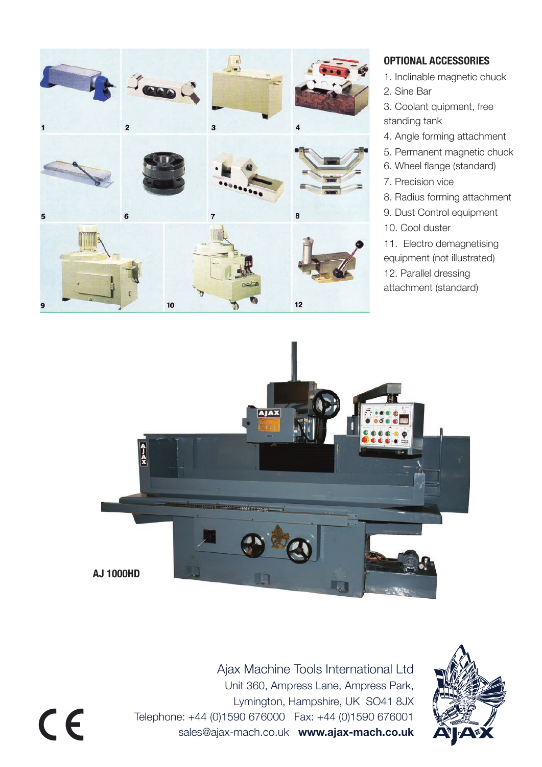## OPTIONAL ACCESSORIES

1. Inclinable magnetic chuck
2. Sine Bar
3. Coolant quipment, free standing tank
4. Angle forming attachment
5. Permanent magnetic chuck
6. Wheel flange (standard)
7. Precision vice
8. Radius forming attachment
9. Dust Control equipment
10. Cool duster
11. Electro demagnetising equipment (not illustrated)
12. Parallel dressing attachment (standard)

**AJ 1000HD**

Ajax Machine Tools International Ltd
Unit 360, Ampress Lane, Ampress Park,
Lymington, Hampshire, UK SO41 8JX
Telephone: +44 (0)1590 676000 Fax: +44 (0)1590 676001
sales@ajax-mach.co.uk **www.ajax-mach.co.uk**